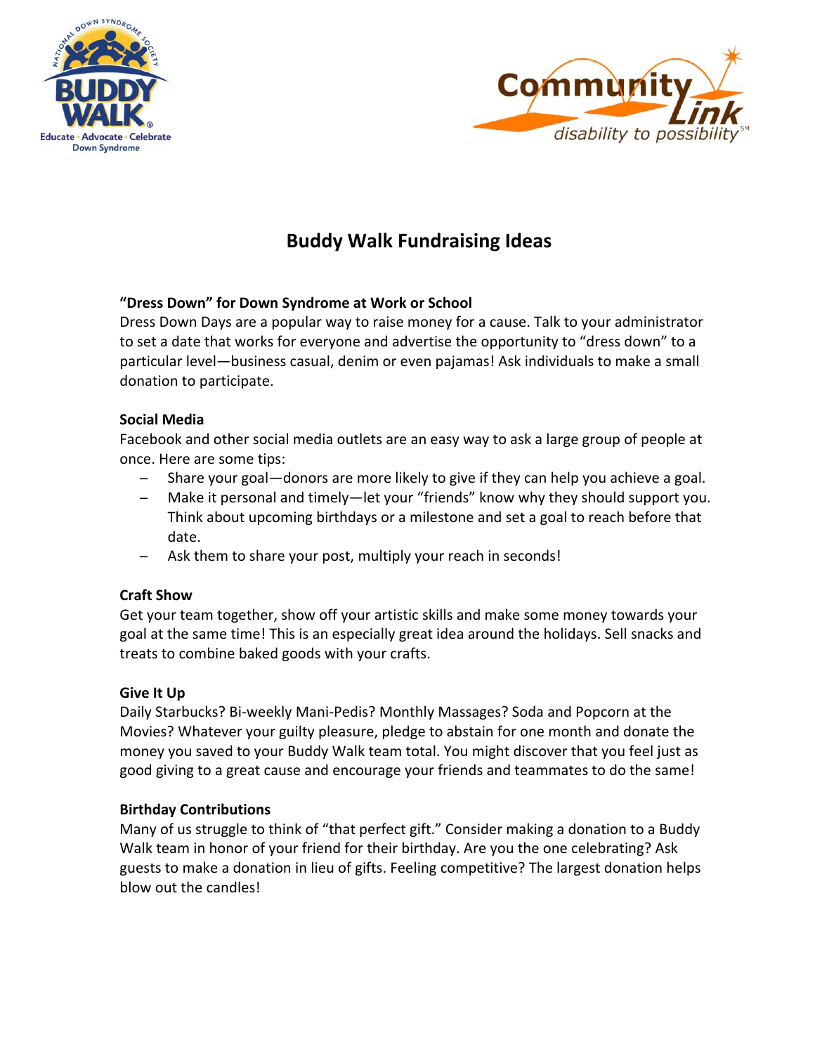# Buddy Walk Fundraising Ideas

**"Dress Down" for Down Syndrome at Work or School**

Dress Down Days are a popular way to raise money for a cause. Talk to your administrator to set a date that works for everyone and advertise the opportunity to "dress down" to a particular level—business casual, denim or even pajamas! Ask individuals to make a small donation to participate.

**Social Media**

Facebook and other social media outlets are an easy way to ask a large group of people at once. Here are some tips:

- Share your goal—donors are more likely to give if they can help you achieve a goal.
- Make it personal and timely—let your "friends" know why they should support you. Think about upcoming birthdays or a milestone and set a goal to reach before that date.
- Ask them to share your post, multiply your reach in seconds!

**Craft Show**

Get your team together, show off your artistic skills and make some money towards your goal at the same time! This is an especially great idea around the holidays. Sell snacks and treats to combine baked goods with your crafts.

**Give It Up**

Daily Starbucks? Bi-weekly Mani-Pedis? Monthly Massages? Soda and Popcorn at the Movies? Whatever your guilty pleasure, pledge to abstain for one month and donate the money you saved to your Buddy Walk team total. You might discover that you feel just as good giving to a great cause and encourage your friends and teammates to do the same!

**Birthday Contributions**

Many of us struggle to think of "that perfect gift." Consider making a donation to a Buddy Walk team in honor of your friend for their birthday. Are you the one celebrating? Ask guests to make a donation in lieu of gifts. Feeling competitive? The largest donation helps blow out the candles!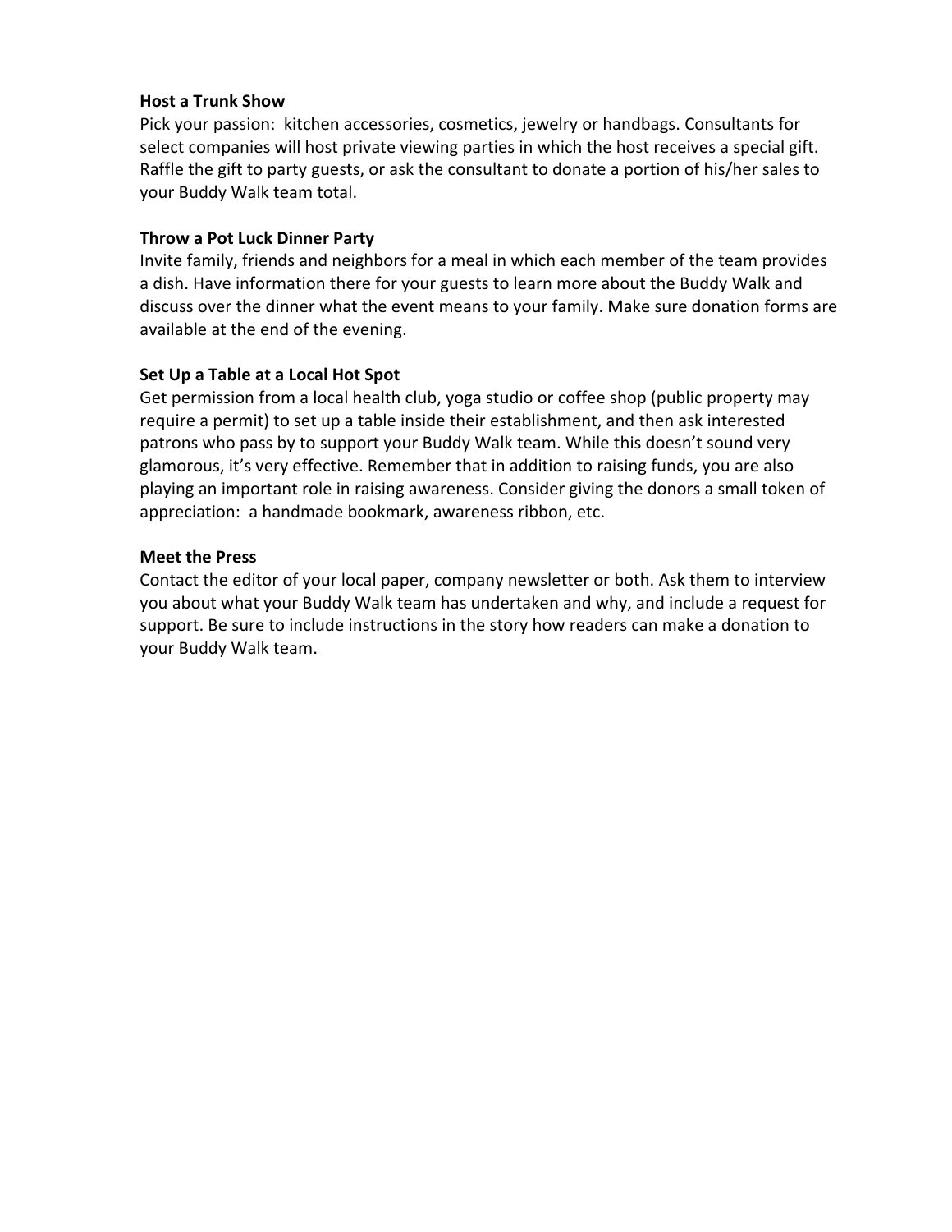**Host a Trunk Show**

Pick your passion: kitchen accessories, cosmetics, jewelry or handbags. Consultants for select companies will host private viewing parties in which the host receives a special gift. Raffle the gift to party guests, or ask the consultant to donate a portion of his/her sales to your Buddy Walk team total.

**Throw a Pot Luck Dinner Party**

Invite family, friends and neighbors for a meal in which each member of the team provides a dish. Have information there for your guests to learn more about the Buddy Walk and discuss over the dinner what the event means to your family. Make sure donation forms are available at the end of the evening.

**Set Up a Table at a Local Hot Spot**

Get permission from a local health club, yoga studio or coffee shop (public property may require a permit) to set up a table inside their establishment, and then ask interested patrons who pass by to support your Buddy Walk team. While this doesn't sound very glamorous, it's very effective. Remember that in addition to raising funds, you are also playing an important role in raising awareness. Consider giving the donors a small token of appreciation: a handmade bookmark, awareness ribbon, etc.

**Meet the Press**

Contact the editor of your local paper, company newsletter or both. Ask them to interview you about what your Buddy Walk team has undertaken and why, and include a request for support. Be sure to include instructions in the story how readers can make a donation to your Buddy Walk team.